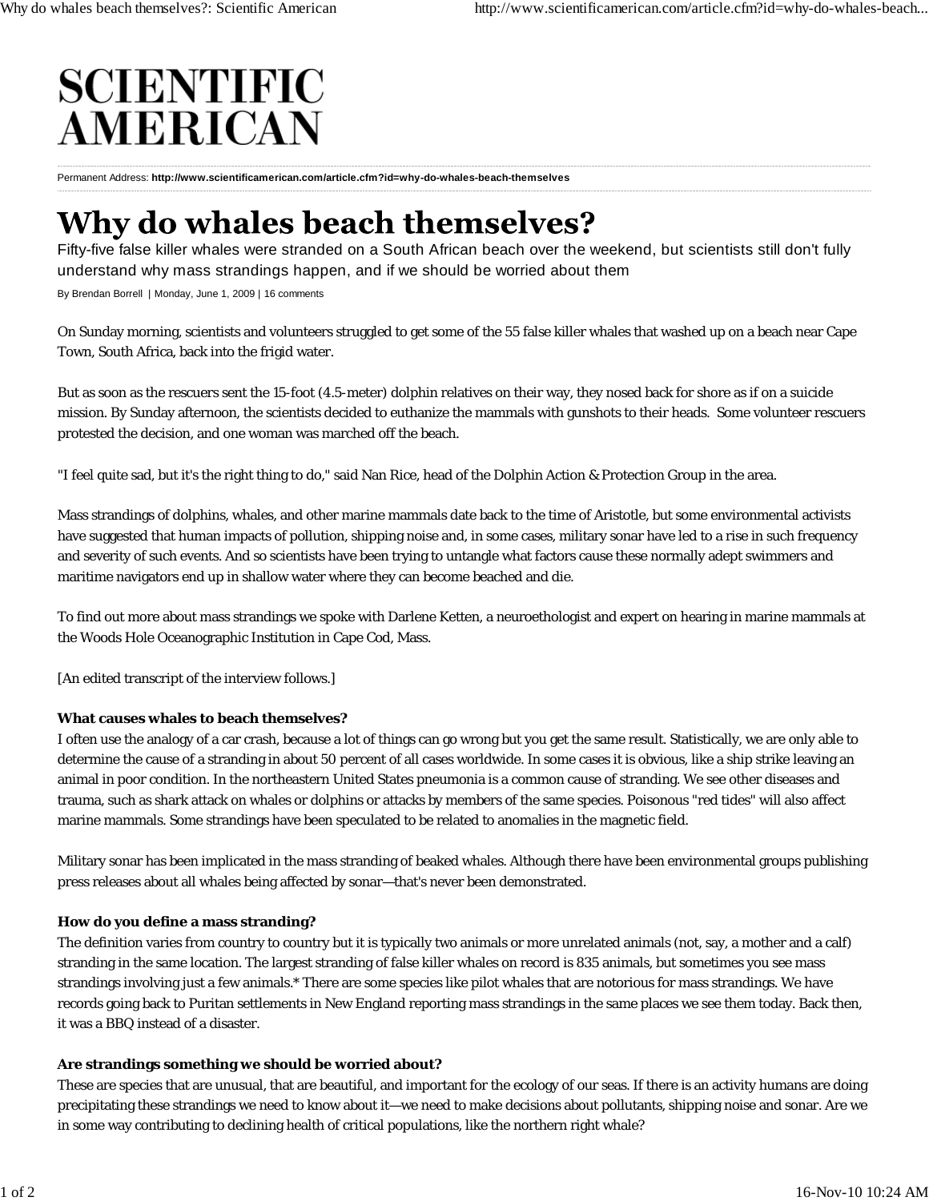# SCIENTIFIC AMERICAN

Permanent Address: **http://www.scientificamerican.com/article.cfm?id=why-do-whales-beach-themselves**

# Why do whales beach themselves?

Fifty-five false killer whales were stranded on a South African beach over the weekend, but scientists still don't fully understand why mass strandings happen, and if we should be worried about them

By Brendan Borrell | Monday, June 1, 2009 | 16 comments

On Sunday morning, scientists and volunteers struggled to get some of the 55 false killer whales that washed up on a beach near Cape Town, South Africa, back into the frigid water.

But as soon as the rescuers sent the 15-foot (4.5-meter) dolphin relatives on their way, they nosed back for shore as if on a suicide mission. By Sunday afternoon, the scientists decided to euthanize the mammals with gunshots to their heads. Some volunteer rescuers protested the decision, and one woman was marched off the beach.

"I feel quite sad, but it's the right thing to do," said Nan Rice, head of the Dolphin Action & Protection Group in the area.

Mass strandings of dolphins, whales, and other marine mammals date back to the time of Aristotle, but some environmental activists have suggested that human impacts of pollution, shipping noise and, in some cases, military sonar have led to a rise in such frequency and severity of such events. And so scientists have been trying to untangle what factors cause these normally adept swimmers and maritime navigators end up in shallow water where they can become beached and die.

To find out more about mass strandings we spoke with Darlene Ketten, a neuroethologist and expert on hearing in marine mammals at the Woods Hole Oceanographic Institution in Cape Cod, Mass.

[An edited transcript of the interview follows.]

**What causes whales to beach themselves?**

I often use the analogy of a car crash, because a lot of things can go wrong but you get the same result. Statistically, we are only able to determine the cause of a stranding in about 50 percent of all cases worldwide. In some cases it is obvious, like a ship strike leaving an animal in poor condition. In the northeastern United States pneumonia is a common cause of stranding. We see other diseases and trauma, such as shark attack on whales or dolphins or attacks by members of the same species. Poisonous "red tides" will also affect marine mammals. Some strandings have been speculated to be related to anomalies in the magnetic field.

Military sonar has been implicated in the mass stranding of beaked whales. Although there have been environmental groups publishing press releases about all whales being affected by sonar—that's never been demonstrated.

**How do you define a mass stranding?**

The definition varies from country to country but it is typically two animals or more unrelated animals (not, say, a mother and a calf) stranding in the same location. The largest stranding of false killer whales on record is 835 animals, but sometimes you see mass strandings involving just a few animals.* There are some species like pilot whales that are notorious for mass strandings. We have records going back to Puritan settlements in New England reporting mass strandings in the same places we see them today. Back then, it was a BBQ instead of a disaster.

**Are strandings something we should be worried about?**

These are species that are unusual, that are beautiful, and important for the ecology of our seas. If there is an activity humans are doing precipitating these strandings we need to know about it—we need to make decisions about pollutants, shipping noise and sonar. Are we in some way contributing to declining health of critical populations, like the northern right whale?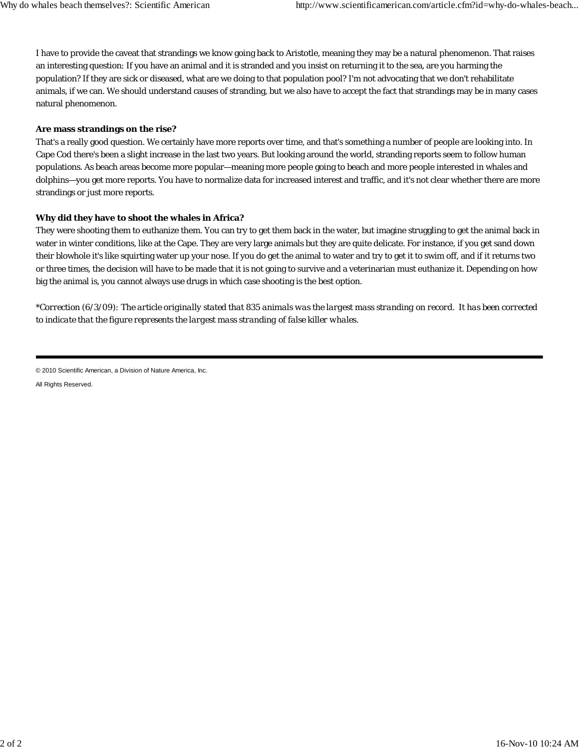I have to provide the caveat that strandings we know going back to Aristotle, meaning they may be a natural phenomenon. That raises an interesting question: If you have an animal and it is stranded and you insist on returning it to the sea, are you harming the population? If they are sick or diseased, what are we doing to that population pool? I'm not advocating that we don't rehabilitate animals, if we can. We should understand causes of stranding, but we also have to accept the fact that strandings may be in many cases natural phenomenon.

**Are mass strandings on the rise?**

That's a really good question. We certainly have more reports over time, and that's something a number of people are looking into. In Cape Cod there's been a slight increase in the last two years. But looking around the world, stranding reports seem to follow human populations. As beach areas become more popular—meaning more people going to beach and more people interested in whales and dolphins—you get more reports. You have to normalize data for increased interest and traffic, and it's not clear whether there are more strandings or just more reports.

**Why did they have to shoot the whales in Africa?**

They were shooting them to euthanize them. You can try to get them back in the water, but imagine struggling to get the animal back in water in winter conditions, like at the Cape. They are very large animals but they are quite delicate. For instance, if you get sand down their blowhole it's like squirting water up your nose. If you do get the animal to water and try to get it to swim off, and if it returns two or three times, the decision will have to be made that it is not going to survive and a veterinarian must euthanize it. Depending on how big the animal is, you cannot always use drugs in which case shooting is the best option.

*\*Correction (6/3/09): The article originally stated that 835 animals was the largest mass stranding on record. It has been corrected to indicate that the figure represents the largest mass stranding of false killer whales.*

---

© 2010 Scientific American, a Division of Nature America, Inc.

All Rights Reserved.